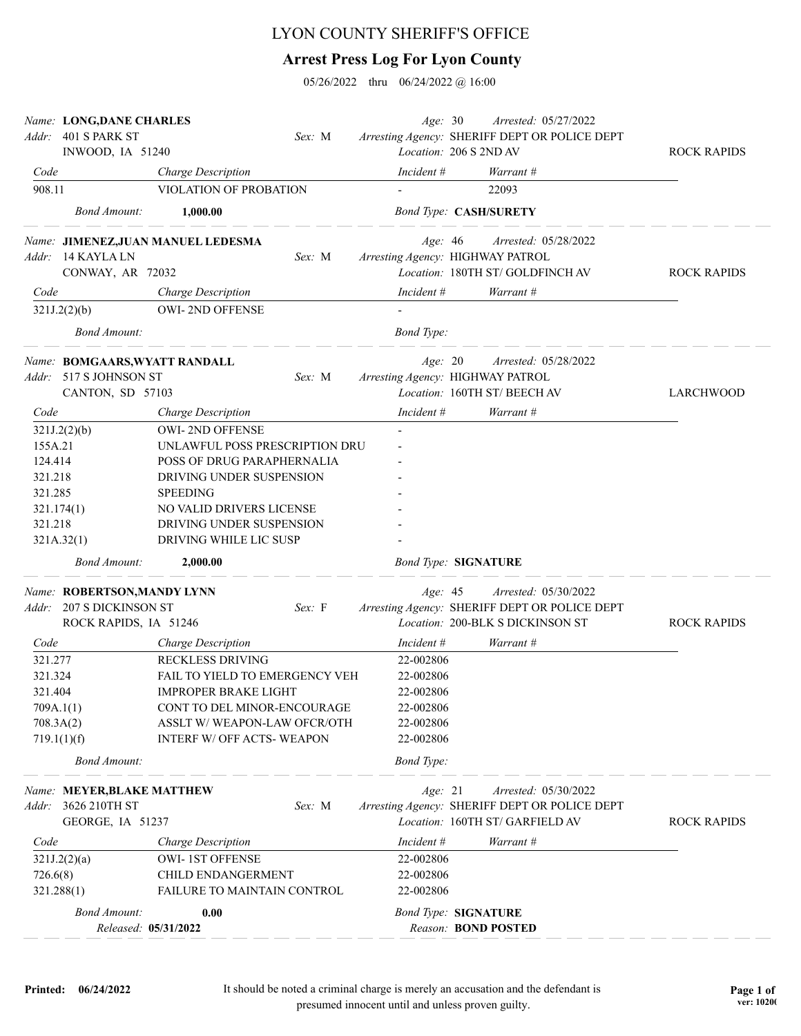# LYON COUNTY SHERIFF'S OFFICE

## Arrest Press Log For Lyon County

05/26/2022 thru 06/24/2022 @ 16:00

---

*Name:* **LONG,DANE CHARLES** — *Sex:* M — *Age:* 30 — *Arrested:* 05/27/2022
*Addr:* 401 S PARK ST, INWOOD, IA 51240
*Arresting Agency:* SHERIFF DEPT OR POLICE DEPT
*Location:* 206 S 2ND AV — ROCK RAPIDS

| Code | Charge Description | Incident # | Warrant # |
|---|---|---|---|
| 908.11 | VIOLATION OF PROBATION | - | 22093 |

*Bond Amount:* **1,000.00** — *Bond Type:* **CASH/SURETY**

---

*Name:* **JIMENEZ,JUAN MANUEL LEDESMA** — *Sex:* M — *Age:* 46 — *Arrested:* 05/28/2022
*Addr:* 14 KAYLA LN, CONWAY, AR 72032
*Arresting Agency:* HIGHWAY PATROL
*Location:* 180TH ST/ GOLDFINCH AV — ROCK RAPIDS

| Code | Charge Description | Incident # | Warrant # |
|---|---|---|---|
| 321J.2(2)(b) | OWI- 2ND OFFENSE | - | |

*Bond Amount:* — *Bond Type:*

---

*Name:* **BOMGAARS,WYATT RANDALL** — *Sex:* M — *Age:* 20 — *Arrested:* 05/28/2022
*Addr:* 517 S JOHNSON ST, CANTON, SD 57103
*Arresting Agency:* HIGHWAY PATROL
*Location:* 160TH ST/ BEECH AV — LARCHWOOD

| Code | Charge Description | Incident # | Warrant # |
|---|---|---|---|
| 321J.2(2)(b) | OWI- 2ND OFFENSE | - | |
| 155A.21 | UNLAWFUL POSS PRESCRIPTION DRU | - | |
| 124.414 | POSS OF DRUG PARAPHERNALIA | - | |
| 321.218 | DRIVING UNDER SUSPENSION | - | |
| 321.285 | SPEEDING | - | |
| 321.174(1) | NO VALID DRIVERS LICENSE | - | |
| 321.218 | DRIVING UNDER SUSPENSION | - | |
| 321A.32(1) | DRIVING WHILE LIC SUSP | - | |

*Bond Amount:* **2,000.00** — *Bond Type:* **SIGNATURE**

---

*Name:* **ROBERTSON,MANDY LYNN** — *Sex:* F — *Age:* 45 — *Arrested:* 05/30/2022
*Addr:* 207 S DICKINSON ST, ROCK RAPIDS, IA 51246
*Arresting Agency:* SHERIFF DEPT OR POLICE DEPT
*Location:* 200-BLK S DICKINSON ST — ROCK RAPIDS

| Code | Charge Description | Incident # | Warrant # |
|---|---|---|---|
| 321.277 | RECKLESS DRIVING | 22-002806 | |
| 321.324 | FAIL TO YIELD TO EMERGENCY VEH | 22-002806 | |
| 321.404 | IMPROPER BRAKE LIGHT | 22-002806 | |
| 709A.1(1) | CONT TO DEL MINOR-ENCOURAGE | 22-002806 | |
| 708.3A(2) | ASSLT W/ WEAPON-LAW OFCR/OTH | 22-002806 | |
| 719.1(1)(f) | INTERF W/ OFF ACTS- WEAPON | 22-002806 | |

*Bond Amount:* — *Bond Type:*

---

*Name:* **MEYER,BLAKE MATTHEW** — *Sex:* M — *Age:* 21 — *Arrested:* 05/30/2022
*Addr:* 3626 210TH ST, GEORGE, IA 51237
*Arresting Agency:* SHERIFF DEPT OR POLICE DEPT
*Location:* 160TH ST/ GARFIELD AV — ROCK RAPIDS

| Code | Charge Description | Incident # | Warrant # |
|---|---|---|---|
| 321J.2(2)(a) | OWI- 1ST OFFENSE | 22-002806 | |
| 726.6(8) | CHILD ENDANGERMENT | 22-002806 | |
| 321.288(1) | FAILURE TO MAINTAIN CONTROL | 22-002806 | |

*Bond Amount:* **0.00** — *Bond Type:* **SIGNATURE**
*Released:* **05/31/2022** — *Reason:* **BOND POSTED**

---

It should be noted a criminal charge is merely an accusation and the defendant is presumed innocent until and unless proven guilty.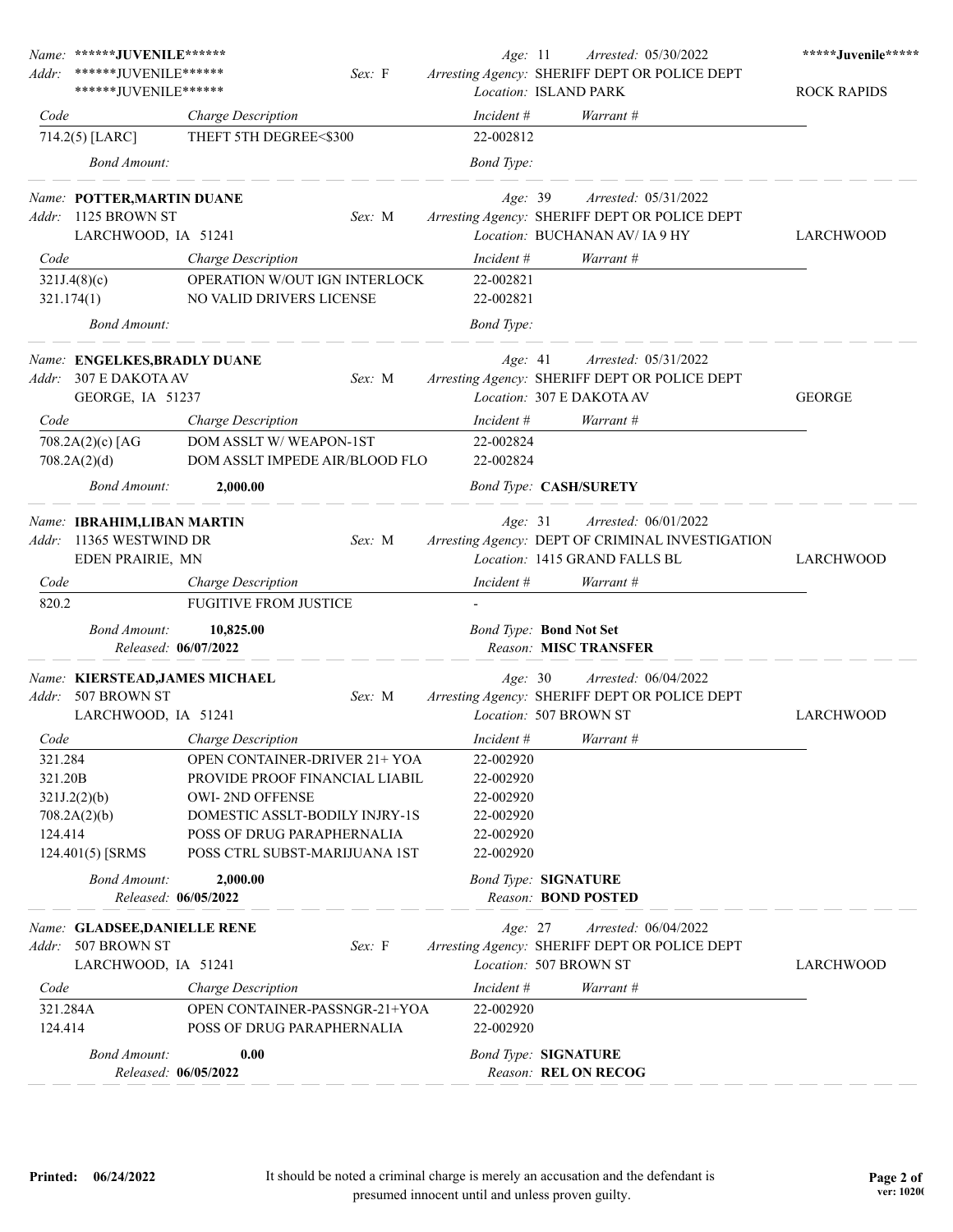Name: ******JUVENILE****** | Age: 11 | Arrested: 05/30/2022 | *****Juvenile*****

Addr: ******JUVENILE****** | Sex: F | Arresting Agency: SHERIFF DEPT OR POLICE DEPT

******JUVENILE****** | Location: ISLAND PARK | ROCK RAPIDS

| Code | Charge Description | Incident # | Warrant # |
| --- | --- | --- | --- |
| 714.2(5) [LARC] | THEFT 5TH DEGREE<$300 | 22-002812 | |

Bond Amount: | Bond Type:

---

Name: **POTTER,MARTIN DUANE** | Age: 39 | Arrested: 05/31/2022

Addr: 1125 BROWN ST | Sex: M | Arresting Agency: SHERIFF DEPT OR POLICE DEPT

LARCHWOOD, IA 51241 | Location: BUCHANAN AV/ IA 9 HY | LARCHWOOD

| Code | Charge Description | Incident # | Warrant # |
| --- | --- | --- | --- |
| 321J.4(8)(c) | OPERATION W/OUT IGN INTERLOCK | 22-002821 | |
| 321.174(1) | NO VALID DRIVERS LICENSE | 22-002821 | |

Bond Amount: | Bond Type:

---

Name: **ENGELKES,BRADLY DUANE** | Age: 41 | Arrested: 05/31/2022

Addr: 307 E DAKOTA AV | Sex: M | Arresting Agency: SHERIFF DEPT OR POLICE DEPT

GEORGE, IA 51237 | Location: 307 E DAKOTA AV | GEORGE

| Code | Charge Description | Incident # | Warrant # |
| --- | --- | --- | --- |
| 708.2A(2)(c) [AG | DOM ASSLT W/ WEAPON-1ST | 22-002824 | |
| 708.2A(2)(d) | DOM ASSLT IMPEDE AIR/BLOOD FLO | 22-002824 | |

Bond Amount: **2,000.00** | Bond Type: **CASH/SURETY**

---

Name: **IBRAHIM,LIBAN MARTIN** | Age: 31 | Arrested: 06/01/2022

Addr: 11365 WESTWIND DR | Sex: M | Arresting Agency: DEPT OF CRIMINAL INVESTIGATION

EDEN PRAIRIE, MN | Location: 1415 GRAND FALLS BL | LARCHWOOD

| Code | Charge Description | Incident # | Warrant # |
| --- | --- | --- | --- |
| 820.2 | FUGITIVE FROM JUSTICE | - | |

Bond Amount: **10,825.00** | Bond Type: **Bond Not Set**

Released: **06/07/2022** | Reason: **MISC TRANSFER**

---

Name: **KIERSTEAD,JAMES MICHAEL** | Age: 30 | Arrested: 06/04/2022

Addr: 507 BROWN ST | Sex: M | Arresting Agency: SHERIFF DEPT OR POLICE DEPT

LARCHWOOD, IA 51241 | Location: 507 BROWN ST | LARCHWOOD

| Code | Charge Description | Incident # | Warrant # |
| --- | --- | --- | --- |
| 321.284 | OPEN CONTAINER-DRIVER 21+ YOA | 22-002920 | |
| 321.20B | PROVIDE PROOF FINANCIAL LIABIL | 22-002920 | |
| 321J.2(2)(b) | OWI- 2ND OFFENSE | 22-002920 | |
| 708.2A(2)(b) | DOMESTIC ASSLT-BODILY INJRY-1S | 22-002920 | |
| 124.414 | POSS OF DRUG PARAPHERNALIA | 22-002920 | |
| 124.401(5) [SRMS | POSS CTRL SUBST-MARIJUANA 1ST | 22-002920 | |

Bond Amount: **2,000.00** | Bond Type: **SIGNATURE**

Released: **06/05/2022** | Reason: **BOND POSTED**

---

Name: **GLADSEE,DANIELLE RENE** | Age: 27 | Arrested: 06/04/2022

Addr: 507 BROWN ST | Sex: F | Arresting Agency: SHERIFF DEPT OR POLICE DEPT

LARCHWOOD, IA 51241 | Location: 507 BROWN ST | LARCHWOOD

| Code | Charge Description | Incident # | Warrant # |
| --- | --- | --- | --- |
| 321.284A | OPEN CONTAINER-PASSNGR-21+YOA | 22-002920 | |
| 124.414 | POSS OF DRUG PARAPHERNALIA | 22-002920 | |

Bond Amount: **0.00** | Bond Type: **SIGNATURE**

Released: **06/05/2022** | Reason: **REL ON RECOG**

---

It should be noted a criminal charge is merely an accusation and the defendant is presumed innocent until and unless proven guilty.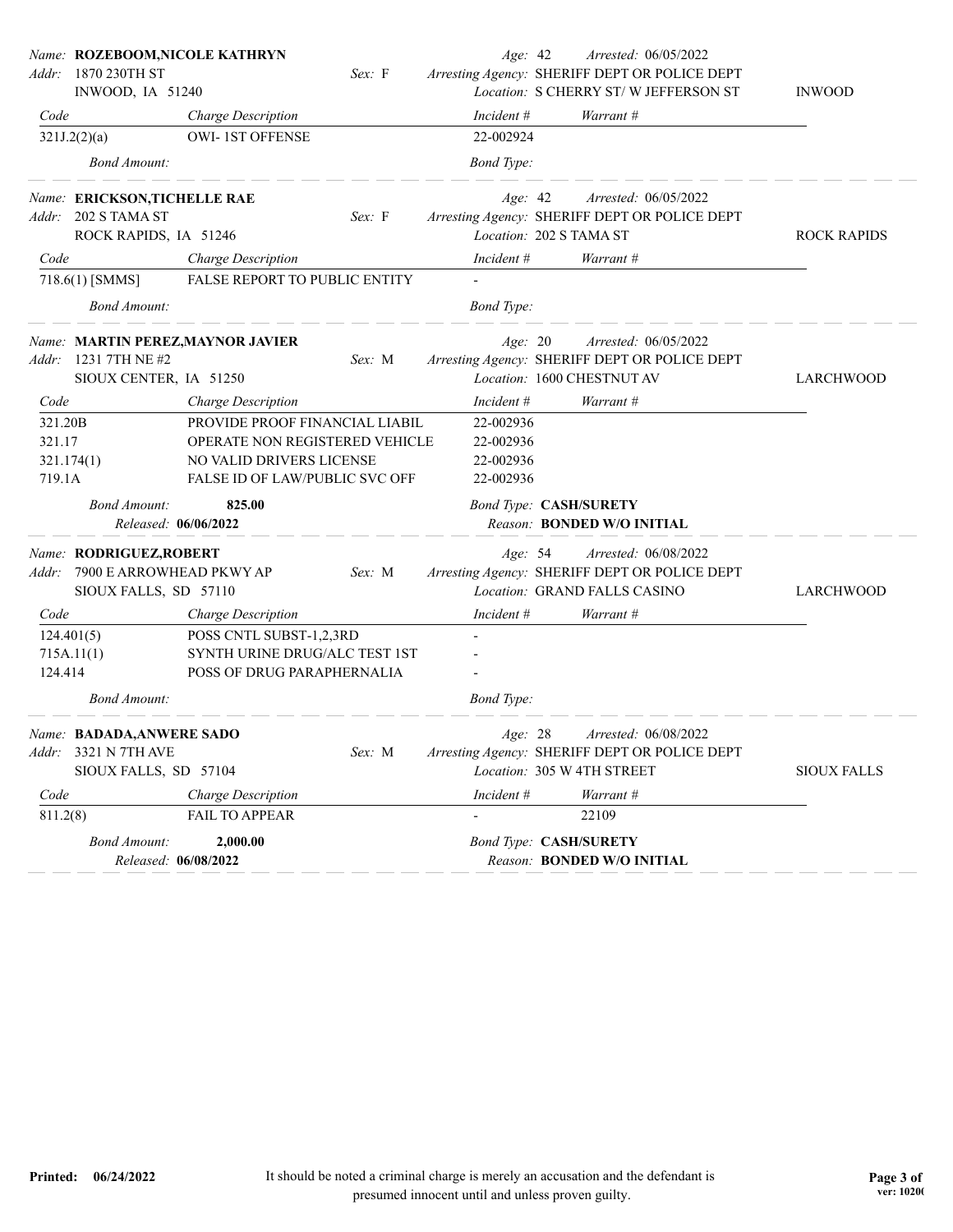**Name:** ROZEBOOM,NICOLE KATHRYN | **Age:** 42 | **Arrested:** 06/05/2022
**Addr:** 1870 230TH ST, INWOOD, IA 51240 | **Sex:** F
**Arresting Agency:** SHERIFF DEPT OR POLICE DEPT
**Location:** S CHERRY ST/ W JEFFERSON ST — INWOOD

| Code | Charge Description | Incident # | Warrant # |
|---|---|---|---|
| 321J.2(2)(a) | OWI- 1ST OFFENSE | 22-002924 | |

*Bond Amount:* | *Bond Type:*

---

**Name:** ERICKSON,TICHELLE RAE | **Age:** 42 | **Arrested:** 06/05/2022
**Addr:** 202 S TAMA ST, ROCK RAPIDS, IA 51246 | **Sex:** F
**Arresting Agency:** SHERIFF DEPT OR POLICE DEPT
**Location:** 202 S TAMA ST — ROCK RAPIDS

| Code | Charge Description | Incident # | Warrant # |
|---|---|---|---|
| 718.6(1) [SMMS] | FALSE REPORT TO PUBLIC ENTITY | - | |

*Bond Amount:* | *Bond Type:*

---

**Name:** MARTIN PEREZ,MAYNOR JAVIER | **Age:** 20 | **Arrested:** 06/05/2022
**Addr:** 1231 7TH NE #2, SIOUX CENTER, IA 51250 | **Sex:** M
**Arresting Agency:** SHERIFF DEPT OR POLICE DEPT
**Location:** 1600 CHESTNUT AV — LARCHWOOD

| Code | Charge Description | Incident # | Warrant # |
|---|---|---|---|
| 321.20B | PROVIDE PROOF FINANCIAL LIABIL | 22-002936 | |
| 321.17 | OPERATE NON REGISTERED VEHICLE | 22-002936 | |
| 321.174(1) | NO VALID DRIVERS LICENSE | 22-002936 | |
| 719.1A | FALSE ID OF LAW/PUBLIC SVC OFF | 22-002936 | |

*Bond Amount:* **825.00** | *Bond Type:* **CASH/SURETY**
*Released:* **06/06/2022** | *Reason:* **BONDED W/O INITIAL**

---

**Name:** RODRIGUEZ,ROBERT | **Age:** 54 | **Arrested:** 06/08/2022
**Addr:** 7900 E ARROWHEAD PKWY AP, SIOUX FALLS, SD 57110 | **Sex:** M
**Arresting Agency:** SHERIFF DEPT OR POLICE DEPT
**Location:** GRAND FALLS CASINO — LARCHWOOD

| Code | Charge Description | Incident # | Warrant # |
|---|---|---|---|
| 124.401(5) | POSS CNTL SUBST-1,2,3RD | - | |
| 715A.11(1) | SYNTH URINE DRUG/ALC TEST 1ST | - | |
| 124.414 | POSS OF DRUG PARAPHERNALIA | - | |

*Bond Amount:* | *Bond Type:*

---

**Name:** BADADA,ANWERE SADO | **Age:** 28 | **Arrested:** 06/08/2022
**Addr:** 3321 N 7TH AVE, SIOUX FALLS, SD 57104 | **Sex:** M
**Arresting Agency:** SHERIFF DEPT OR POLICE DEPT
**Location:** 305 W 4TH STREET — SIOUX FALLS

| Code | Charge Description | Incident # | Warrant # |
|---|---|---|---|
| 811.2(8) | FAIL TO APPEAR | - | 22109 |

*Bond Amount:* **2,000.00** | *Bond Type:* **CASH/SURETY**
*Released:* **06/08/2022** | *Reason:* **BONDED W/O INITIAL**

---

**Printed:** 06/24/2022

It should be noted a criminal charge is merely an accusation and the defendant is presumed innocent until and unless proven guilty.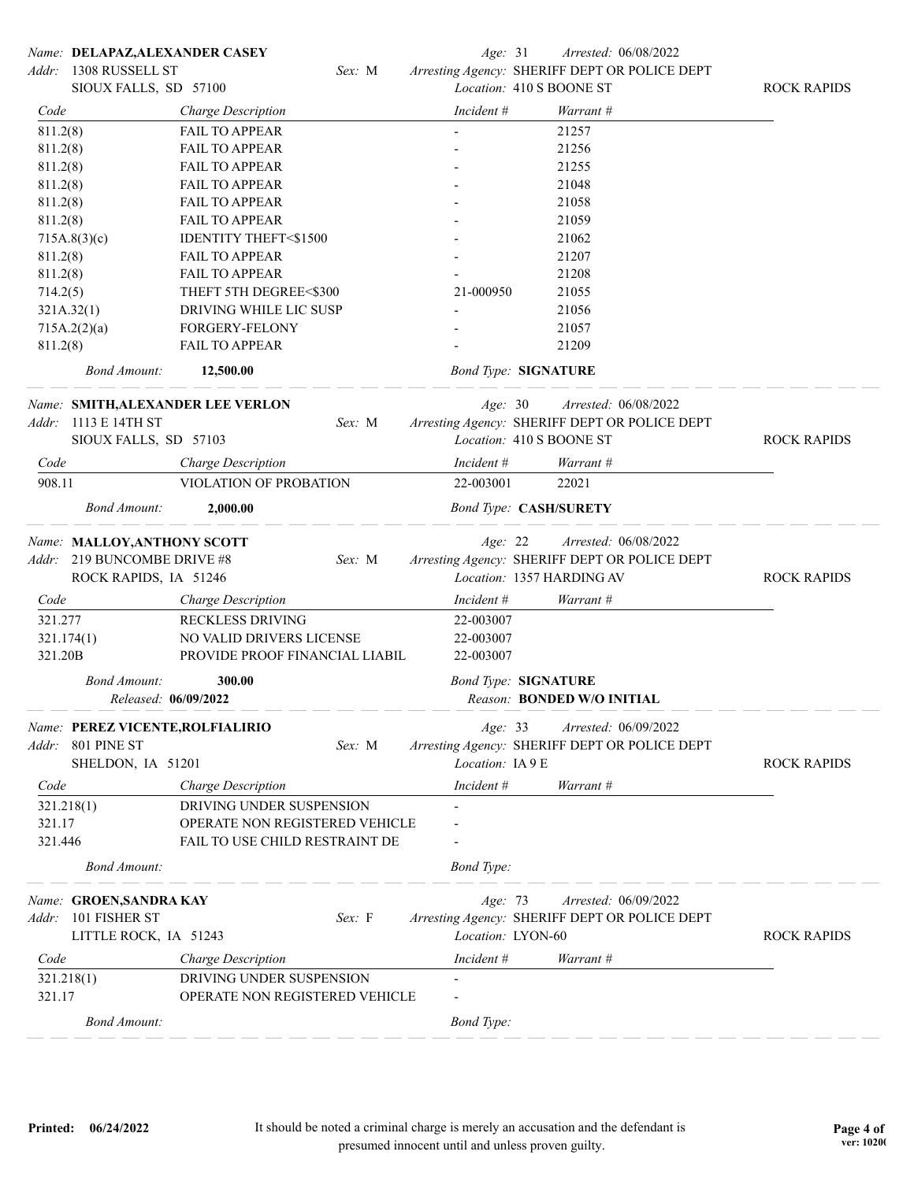**Name:** DELAPAZ,ALEXANDER CASEY
**Addr:** 1308 RUSSELL ST, SIOUX FALLS, SD 57100
**Sex:** M
**Age:** 31
**Arrested:** 06/08/2022
**Arresting Agency:** SHERIFF DEPT OR POLICE DEPT
**Location:** 410 S BOONE ST ROCK RAPIDS

| Code | Charge Description | Incident # | Warrant # |
|---|---|---|---|
| 811.2(8) | FAIL TO APPEAR | - | 21257 |
| 811.2(8) | FAIL TO APPEAR | - | 21256 |
| 811.2(8) | FAIL TO APPEAR | - | 21255 |
| 811.2(8) | FAIL TO APPEAR | - | 21048 |
| 811.2(8) | FAIL TO APPEAR | - | 21058 |
| 811.2(8) | FAIL TO APPEAR | - | 21059 |
| 715A.8(3)(c) | IDENTITY THEFT<$1500 | - | 21062 |
| 811.2(8) | FAIL TO APPEAR | - | 21207 |
| 811.2(8) | FAIL TO APPEAR | - | 21208 |
| 714.2(5) | THEFT 5TH DEGREE<$300 | 21-000950 | 21055 |
| 321A.32(1) | DRIVING WHILE LIC SUSP | - | 21056 |
| 715A.2(2)(a) | FORGERY-FELONY | - | 21057 |
| 811.2(8) | FAIL TO APPEAR | - | 21209 |

*Bond Amount:* **12,500.00** *Bond Type:* **SIGNATURE**

---

**Name:** SMITH,ALEXANDER LEE VERLON
**Addr:** 1113 E 14TH ST, SIOUX FALLS, SD 57103
**Sex:** M
**Age:** 30
**Arrested:** 06/08/2022
**Arresting Agency:** SHERIFF DEPT OR POLICE DEPT
**Location:** 410 S BOONE ST ROCK RAPIDS

| Code | Charge Description | Incident # | Warrant # |
|---|---|---|---|
| 908.11 | VIOLATION OF PROBATION | 22-003001 | 22021 |

*Bond Amount:* **2,000.00** *Bond Type:* **CASH/SURETY**

---

**Name:** MALLOY,ANTHONY SCOTT
**Addr:** 219 BUNCOMBE DRIVE #8, ROCK RAPIDS, IA 51246
**Sex:** M
**Age:** 22
**Arrested:** 06/08/2022
**Arresting Agency:** SHERIFF DEPT OR POLICE DEPT
**Location:** 1357 HARDING AV ROCK RAPIDS

| Code | Charge Description | Incident # | Warrant # |
|---|---|---|---|
| 321.277 | RECKLESS DRIVING | 22-003007 | |
| 321.174(1) | NO VALID DRIVERS LICENSE | 22-003007 | |
| 321.20B | PROVIDE PROOF FINANCIAL LIABIL | 22-003007 | |

*Bond Amount:* **300.00** *Bond Type:* **SIGNATURE**
*Released:* **06/09/2022** *Reason:* **BONDED W/O INITIAL**

---

**Name:** PEREZ VICENTE,ROLFIALIRIO
**Addr:** 801 PINE ST, SHELDON, IA 51201
**Sex:** M
**Age:** 33
**Arrested:** 06/09/2022
**Arresting Agency:** SHERIFF DEPT OR POLICE DEPT
**Location:** IA 9 E ROCK RAPIDS

| Code | Charge Description | Incident # | Warrant # |
|---|---|---|---|
| 321.218(1) | DRIVING UNDER SUSPENSION | - | |
| 321.17 | OPERATE NON REGISTERED VEHICLE | - | |
| 321.446 | FAIL TO USE CHILD RESTRAINT DE | - | |

*Bond Amount:* *Bond Type:*

---

**Name:** GROEN,SANDRA KAY
**Addr:** 101 FISHER ST, LITTLE ROCK, IA 51243
**Sex:** F
**Age:** 73
**Arrested:** 06/09/2022
**Arresting Agency:** SHERIFF DEPT OR POLICE DEPT
**Location:** LYON-60 ROCK RAPIDS

| Code | Charge Description | Incident # | Warrant # |
|---|---|---|---|
| 321.218(1) | DRIVING UNDER SUSPENSION | - | |
| 321.17 | OPERATE NON REGISTERED VEHICLE | - | |

*Bond Amount:* *Bond Type:*

---

It should be noted a criminal charge is merely an accusation and the defendant is presumed innocent until and unless proven guilty.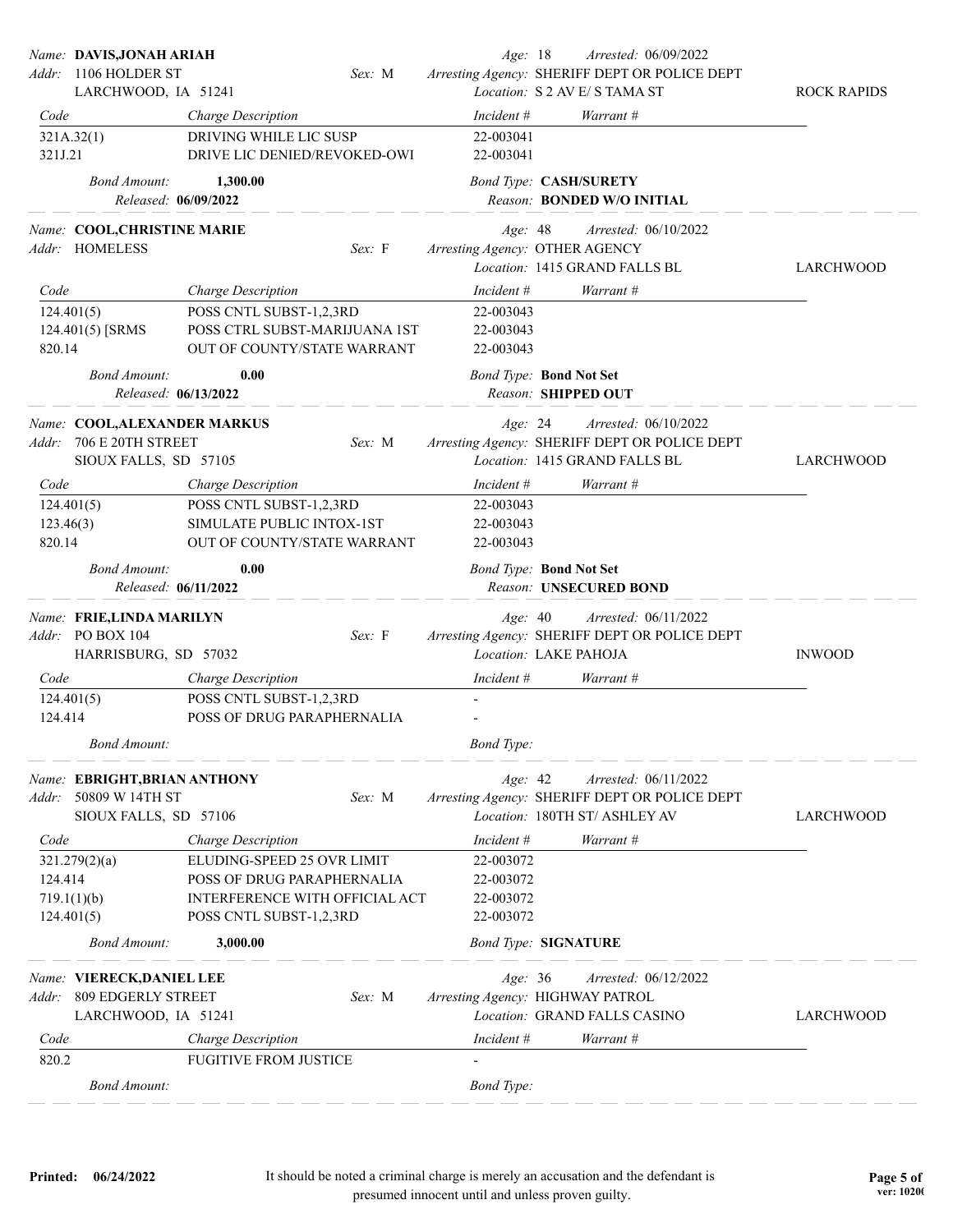**Name:** DAVIS,JONAH ARIAH — **Age:** 18 — **Arrested:** 06/09/2022
**Addr:** 1106 HOLDER ST, LARCHWOOD, IA 51241 — **Sex:** M
**Arresting Agency:** SHERIFF DEPT OR POLICE DEPT
**Location:** S 2 AV E/ S TAMA ST — ROCK RAPIDS

| Code | Charge Description | Incident # | Warrant # |
|---|---|---|---|
| 321A.32(1) | DRIVING WHILE LIC SUSP | 22-003041 | |
| 321J.21 | DRIVE LIC DENIED/REVOKED-OWI | 22-003041 | |

*Bond Amount:* **1,300.00** — *Bond Type:* **CASH/SURETY**
*Released:* **06/09/2022** — *Reason:* **BONDED W/O INITIAL**

---

**Name:** COOL,CHRISTINE MARIE — **Age:** 48 — **Arrested:** 06/10/2022
**Addr:** HOMELESS — **Sex:** F
**Arresting Agency:** OTHER AGENCY
**Location:** 1415 GRAND FALLS BL — LARCHWOOD

| Code | Charge Description | Incident # | Warrant # |
|---|---|---|---|
| 124.401(5) | POSS CNTL SUBST-1,2,3RD | 22-003043 | |
| 124.401(5) [SRMS | POSS CTRL SUBST-MARIJUANA 1ST | 22-003043 | |
| 820.14 | OUT OF COUNTY/STATE WARRANT | 22-003043 | |

*Bond Amount:* **0.00** — *Bond Type:* **Bond Not Set**
*Released:* **06/13/2022** — *Reason:* **SHIPPED OUT**

---

**Name:** COOL,ALEXANDER MARKUS — **Age:** 24 — **Arrested:** 06/10/2022
**Addr:** 706 E 20TH STREET, SIOUX FALLS, SD 57105 — **Sex:** M
**Arresting Agency:** SHERIFF DEPT OR POLICE DEPT
**Location:** 1415 GRAND FALLS BL — LARCHWOOD

| Code | Charge Description | Incident # | Warrant # |
|---|---|---|---|
| 124.401(5) | POSS CNTL SUBST-1,2,3RD | 22-003043 | |
| 123.46(3) | SIMULATE PUBLIC INTOX-1ST | 22-003043 | |
| 820.14 | OUT OF COUNTY/STATE WARRANT | 22-003043 | |

*Bond Amount:* **0.00** — *Bond Type:* **Bond Not Set**
*Released:* **06/11/2022** — *Reason:* **UNSECURED BOND**

---

**Name:** FRIE,LINDA MARILYN — **Age:** 40 — **Arrested:** 06/11/2022
**Addr:** PO BOX 104, HARRISBURG, SD 57032 — **Sex:** F
**Arresting Agency:** SHERIFF DEPT OR POLICE DEPT
**Location:** LAKE PAHOJA — INWOOD

| Code | Charge Description | Incident # | Warrant # |
|---|---|---|---|
| 124.401(5) | POSS CNTL SUBST-1,2,3RD | - | |
| 124.414 | POSS OF DRUG PARAPHERNALIA | - | |

*Bond Amount:* — *Bond Type:*

---

**Name:** EBRIGHT,BRIAN ANTHONY — **Age:** 42 — **Arrested:** 06/11/2022
**Addr:** 50809 W 14TH ST, SIOUX FALLS, SD 57106 — **Sex:** M
**Arresting Agency:** SHERIFF DEPT OR POLICE DEPT
**Location:** 180TH ST/ ASHLEY AV — LARCHWOOD

| Code | Charge Description | Incident # | Warrant # |
|---|---|---|---|
| 321.279(2)(a) | ELUDING-SPEED 25 OVR LIMIT | 22-003072 | |
| 124.414 | POSS OF DRUG PARAPHERNALIA | 22-003072 | |
| 719.1(1)(b) | INTERFERENCE WITH OFFICIAL ACT | 22-003072 | |
| 124.401(5) | POSS CNTL SUBST-1,2,3RD | 22-003072 | |

*Bond Amount:* **3,000.00** — *Bond Type:* **SIGNATURE**

---

**Name:** VIERECK,DANIEL LEE — **Age:** 36 — **Arrested:** 06/12/2022
**Addr:** 809 EDGERLY STREET, LARCHWOOD, IA 51241 — **Sex:** M
**Arresting Agency:** HIGHWAY PATROL
**Location:** GRAND FALLS CASINO — LARCHWOOD

| Code | Charge Description | Incident # | Warrant # |
|---|---|---|---|
| 820.2 | FUGITIVE FROM JUSTICE | - | |

*Bond Amount:* — *Bond Type:*

---

**Printed:** 06/24/2022

It should be noted a criminal charge is merely an accusation and the defendant is presumed innocent until and unless proven guilty.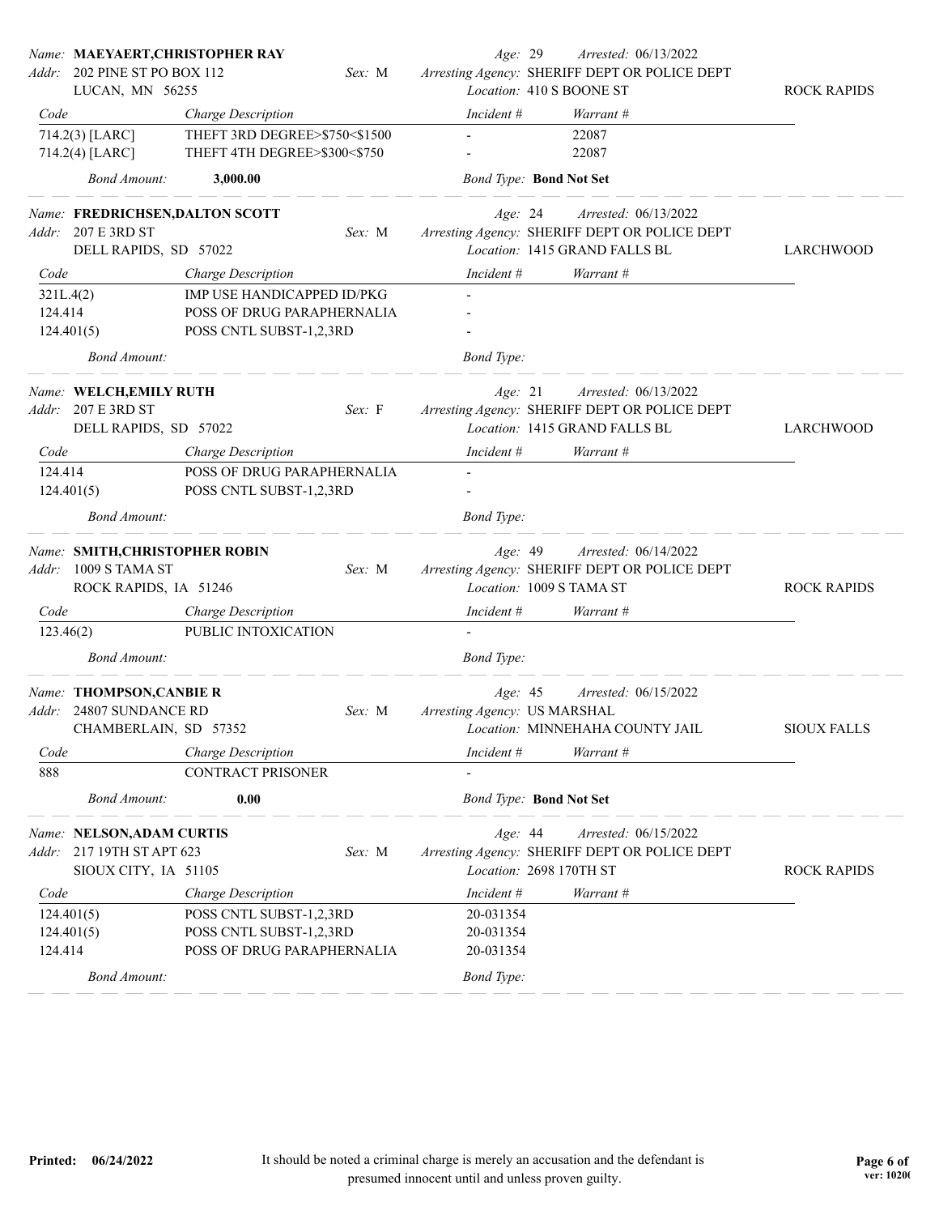**Name:** MAEYAERT,CHRISTOPHER RAY
**Addr:** 202 PINE ST PO BOX 112, LUCAN, MN 56255
**Sex:** M | **Age:** 29 | **Arrested:** 06/13/2022
**Arresting Agency:** SHERIFF DEPT OR POLICE DEPT
**Location:** 410 S BOONE ST — ROCK RAPIDS

| Code | Charge Description | Incident # | Warrant # |
|---|---|---|---|
| 714.2(3) [LARC] | THEFT 3RD DEGREE>$750<$1500 | - | 22087 |
| 714.2(4) [LARC] | THEFT 4TH DEGREE>$300<$750 | - | 22087 |

**Bond Amount:** 3,000.00 | **Bond Type:** Bond Not Set

---

**Name:** FREDRICHSEN,DALTON SCOTT
**Addr:** 207 E 3RD ST, DELL RAPIDS, SD 57022
**Sex:** M | **Age:** 24 | **Arrested:** 06/13/2022
**Arresting Agency:** SHERIFF DEPT OR POLICE DEPT
**Location:** 1415 GRAND FALLS BL — LARCHWOOD

| Code | Charge Description | Incident # | Warrant # |
|---|---|---|---|
| 321L.4(2) | IMP USE HANDICAPPED ID/PKG | - | |
| 124.414 | POSS OF DRUG PARAPHERNALIA | - | |
| 124.401(5) | POSS CNTL SUBST-1,2,3RD | - | |

**Bond Amount:** | **Bond Type:**

---

**Name:** WELCH,EMILY RUTH
**Addr:** 207 E 3RD ST, DELL RAPIDS, SD 57022
**Sex:** F | **Age:** 21 | **Arrested:** 06/13/2022
**Arresting Agency:** SHERIFF DEPT OR POLICE DEPT
**Location:** 1415 GRAND FALLS BL — LARCHWOOD

| Code | Charge Description | Incident # | Warrant # |
|---|---|---|---|
| 124.414 | POSS OF DRUG PARAPHERNALIA | - | |
| 124.401(5) | POSS CNTL SUBST-1,2,3RD | - | |

**Bond Amount:** | **Bond Type:**

---

**Name:** SMITH,CHRISTOPHER ROBIN
**Addr:** 1009 S TAMA ST, ROCK RAPIDS, IA 51246
**Sex:** M | **Age:** 49 | **Arrested:** 06/14/2022
**Arresting Agency:** SHERIFF DEPT OR POLICE DEPT
**Location:** 1009 S TAMA ST — ROCK RAPIDS

| Code | Charge Description | Incident # | Warrant # |
|---|---|---|---|
| 123.46(2) | PUBLIC INTOXICATION | - | |

**Bond Amount:** | **Bond Type:**

---

**Name:** THOMPSON,CANBIE R
**Addr:** 24807 SUNDANCE RD, CHAMBERLAIN, SD 57352
**Sex:** M | **Age:** 45 | **Arrested:** 06/15/2022
**Arresting Agency:** US MARSHAL
**Location:** MINNEHAHA COUNTY JAIL — SIOUX FALLS

| Code | Charge Description | Incident # | Warrant # |
|---|---|---|---|
| 888 | CONTRACT PRISONER | - | |

**Bond Amount:** 0.00 | **Bond Type:** Bond Not Set

---

**Name:** NELSON,ADAM CURTIS
**Addr:** 217 19TH ST APT 623, SIOUX CITY, IA 51105
**Sex:** M | **Age:** 44 | **Arrested:** 06/15/2022
**Arresting Agency:** SHERIFF DEPT OR POLICE DEPT
**Location:** 2698 170TH ST — ROCK RAPIDS

| Code | Charge Description | Incident # | Warrant # |
|---|---|---|---|
| 124.401(5) | POSS CNTL SUBST-1,2,3RD | 20-031354 | |
| 124.401(5) | POSS CNTL SUBST-1,2,3RD | 20-031354 | |
| 124.414 | POSS OF DRUG PARAPHERNALIA | 20-031354 | |

**Bond Amount:** | **Bond Type:**

---

It should be noted a criminal charge is merely an accusation and the defendant is presumed innocent until and unless proven guilty.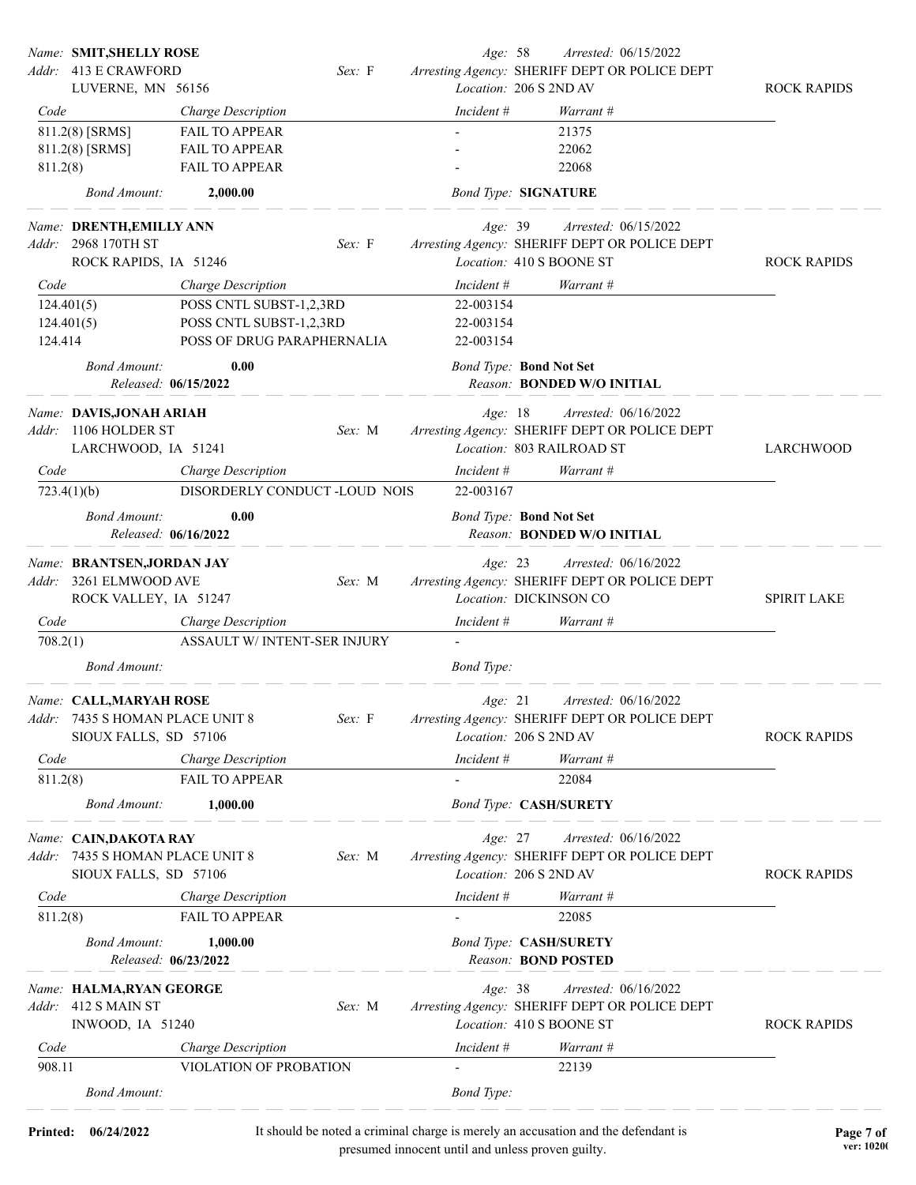**Name:** SMIT,SHELLY ROSE
**Addr:** 413 E CRAWFORD, LUVERNE, MN 56156
**Sex:** F | **Age:** 58 | **Arrested:** 06/15/2022
**Arresting Agency:** SHERIFF DEPT OR POLICE DEPT
**Location:** 206 S 2ND AV — ROCK RAPIDS

| Code | Charge Description | Incident # | Warrant # |
|---|---|---|---|
| 811.2(8) [SRMS] | FAIL TO APPEAR | - | 21375 |
| 811.2(8) [SRMS] | FAIL TO APPEAR | - | 22062 |
| 811.2(8) | FAIL TO APPEAR | - | 22068 |

*Bond Amount:* **2,000.00** | *Bond Type:* **SIGNATURE**

---

**Name:** DRENTH,EMILLY ANN
**Addr:** 2968 170TH ST, ROCK RAPIDS, IA 51246
**Sex:** F | **Age:** 39 | **Arrested:** 06/15/2022
**Arresting Agency:** SHERIFF DEPT OR POLICE DEPT
**Location:** 410 S BOONE ST — ROCK RAPIDS

| Code | Charge Description | Incident # | Warrant # |
|---|---|---|---|
| 124.401(5) | POSS CNTL SUBST-1,2,3RD | 22-003154 | |
| 124.401(5) | POSS CNTL SUBST-1,2,3RD | 22-003154 | |
| 124.414 | POSS OF DRUG PARAPHERNALIA | 22-003154 | |

*Bond Amount:* **0.00** | *Bond Type:* **Bond Not Set**
*Released:* **06/15/2022** | *Reason:* **BONDED W/O INITIAL**

---

**Name:** DAVIS,JONAH ARIAH
**Addr:** 1106 HOLDER ST, LARCHWOOD, IA 51241
**Sex:** M | **Age:** 18 | **Arrested:** 06/16/2022
**Arresting Agency:** SHERIFF DEPT OR POLICE DEPT
**Location:** 803 RAILROAD ST — LARCHWOOD

| Code | Charge Description | Incident # | Warrant # |
|---|---|---|---|
| 723.4(1)(b) | DISORDERLY CONDUCT -LOUD NOIS | 22-003167 | |

*Bond Amount:* **0.00** | *Bond Type:* **Bond Not Set**
*Released:* **06/16/2022** | *Reason:* **BONDED W/O INITIAL**

---

**Name:** BRANTSEN,JORDAN JAY
**Addr:** 3261 ELMWOOD AVE, ROCK VALLEY, IA 51247
**Sex:** M | **Age:** 23 | **Arrested:** 06/16/2022
**Arresting Agency:** SHERIFF DEPT OR POLICE DEPT
**Location:** DICKINSON CO — SPIRIT LAKE

| Code | Charge Description | Incident # | Warrant # |
|---|---|---|---|
| 708.2(1) | ASSAULT W/ INTENT-SER INJURY | - | |

*Bond Amount:* | *Bond Type:*

---

**Name:** CALL,MARYAH ROSE
**Addr:** 7435 S HOMAN PLACE UNIT 8, SIOUX FALLS, SD 57106
**Sex:** F | **Age:** 21 | **Arrested:** 06/16/2022
**Arresting Agency:** SHERIFF DEPT OR POLICE DEPT
**Location:** 206 S 2ND AV — ROCK RAPIDS

| Code | Charge Description | Incident # | Warrant # |
|---|---|---|---|
| 811.2(8) | FAIL TO APPEAR | - | 22084 |

*Bond Amount:* **1,000.00** | *Bond Type:* **CASH/SURETY**

---

**Name:** CAIN,DAKOTA RAY
**Addr:** 7435 S HOMAN PLACE UNIT 8, SIOUX FALLS, SD 57106
**Sex:** M | **Age:** 27 | **Arrested:** 06/16/2022
**Arresting Agency:** SHERIFF DEPT OR POLICE DEPT
**Location:** 206 S 2ND AV — ROCK RAPIDS

| Code | Charge Description | Incident # | Warrant # |
|---|---|---|---|
| 811.2(8) | FAIL TO APPEAR | - | 22085 |

*Bond Amount:* **1,000.00** | *Bond Type:* **CASH/SURETY**
*Released:* **06/23/2022** | *Reason:* **BOND POSTED**

---

**Name:** HALMA,RYAN GEORGE
**Addr:** 412 S MAIN ST, INWOOD, IA 51240
**Sex:** M | **Age:** 38 | **Arrested:** 06/16/2022
**Arresting Agency:** SHERIFF DEPT OR POLICE DEPT
**Location:** 410 S BOONE ST — ROCK RAPIDS

| Code | Charge Description | Incident # | Warrant # |
|---|---|---|---|
| 908.11 | VIOLATION OF PROBATION | - | 22139 |

*Bond Amount:* | *Bond Type:*

---

**Printed:** 06/24/2022

It should be noted a criminal charge is merely an accusation and the defendant is presumed innocent until and unless proven guilty.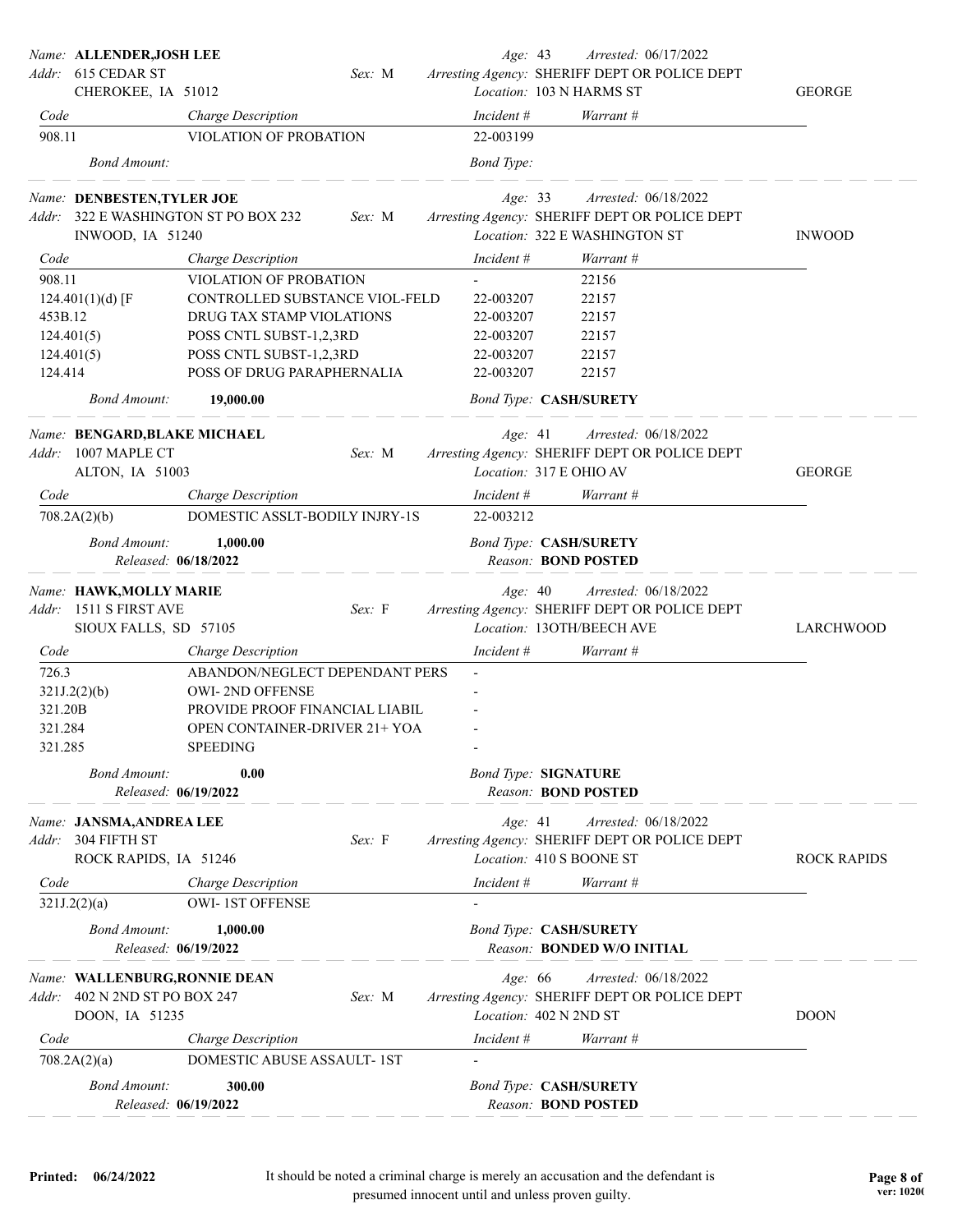**Name:** ALLENDER,JOSH LEE
**Addr:** 615 CEDAR ST, CHEROKEE, IA 51012
**Sex:** M
**Age:** 43 **Arrested:** 06/17/2022
**Arresting Agency:** SHERIFF DEPT OR POLICE DEPT
**Location:** 103 N HARMS ST — GEORGE

| Code | Charge Description | Incident # | Warrant # |
|---|---|---|---|
| 908.11 | VIOLATION OF PROBATION | 22-003199 | |

*Bond Amount:* *Bond Type:*

---

**Name:** DENBESTEN,TYLER JOE
**Addr:** 322 E WASHINGTON ST PO BOX 232, INWOOD, IA 51240
**Sex:** M
**Age:** 33 **Arrested:** 06/18/2022
**Arresting Agency:** SHERIFF DEPT OR POLICE DEPT
**Location:** 322 E WASHINGTON ST — INWOOD

| Code | Charge Description | Incident # | Warrant # |
|---|---|---|---|
| 908.11 | VIOLATION OF PROBATION | - | 22156 |
| 124.401(1)(d) [F | CONTROLLED SUBSTANCE VIOL-FELD | 22-003207 | 22157 |
| 453B.12 | DRUG TAX STAMP VIOLATIONS | 22-003207 | 22157 |
| 124.401(5) | POSS CNTL SUBST-1,2,3RD | 22-003207 | 22157 |
| 124.401(5) | POSS CNTL SUBST-1,2,3RD | 22-003207 | 22157 |
| 124.414 | POSS OF DRUG PARAPHERNALIA | 22-003207 | 22157 |

*Bond Amount:* **19,000.00** *Bond Type:* **CASH/SURETY**

---

**Name:** BENGARD,BLAKE MICHAEL
**Addr:** 1007 MAPLE CT, ALTON, IA 51003
**Sex:** M
**Age:** 41 **Arrested:** 06/18/2022
**Arresting Agency:** SHERIFF DEPT OR POLICE DEPT
**Location:** 317 E OHIO AV — GEORGE

| Code | Charge Description | Incident # | Warrant # |
|---|---|---|---|
| 708.2A(2)(b) | DOMESTIC ASSLT-BODILY INJRY-1S | 22-003212 | |

*Bond Amount:* **1,000.00** *Bond Type:* **CASH/SURETY**
*Released:* **06/18/2022** *Reason:* **BOND POSTED**

---

**Name:** HAWK,MOLLY MARIE
**Addr:** 1511 S FIRST AVE, SIOUX FALLS, SD 57105
**Sex:** F
**Age:** 40 **Arrested:** 06/18/2022
**Arresting Agency:** SHERIFF DEPT OR POLICE DEPT
**Location:** 13OTH/BEECH AVE — LARCHWOOD

| Code | Charge Description | Incident # | Warrant # |
|---|---|---|---|
| 726.3 | ABANDON/NEGLECT DEPENDANT PERS | - | |
| 321J.2(2)(b) | OWI- 2ND OFFENSE | - | |
| 321.20B | PROVIDE PROOF FINANCIAL LIABIL | - | |
| 321.284 | OPEN CONTAINER-DRIVER 21+ YOA | - | |
| 321.285 | SPEEDING | - | |

*Bond Amount:* **0.00** *Bond Type:* **SIGNATURE**
*Released:* **06/19/2022** *Reason:* **BOND POSTED**

---

**Name:** JANSMA,ANDREA LEE
**Addr:** 304 FIFTH ST, ROCK RAPIDS, IA 51246
**Sex:** F
**Age:** 41 **Arrested:** 06/18/2022
**Arresting Agency:** SHERIFF DEPT OR POLICE DEPT
**Location:** 410 S BOONE ST — ROCK RAPIDS

| Code | Charge Description | Incident # | Warrant # |
|---|---|---|---|
| 321J.2(2)(a) | OWI- 1ST OFFENSE | - | |

*Bond Amount:* **1,000.00** *Bond Type:* **CASH/SURETY**
*Released:* **06/19/2022** *Reason:* **BONDED W/O INITIAL**

---

**Name:** WALLENBURG,RONNIE DEAN
**Addr:** 402 N 2ND ST PO BOX 247, DOON, IA 51235
**Sex:** M
**Age:** 66 **Arrested:** 06/18/2022
**Arresting Agency:** SHERIFF DEPT OR POLICE DEPT
**Location:** 402 N 2ND ST — DOON

| Code | Charge Description | Incident # | Warrant # |
|---|---|---|---|
| 708.2A(2)(a) | DOMESTIC ABUSE ASSAULT- 1ST | - | |

*Bond Amount:* **300.00** *Bond Type:* **CASH/SURETY**
*Released:* **06/19/2022** *Reason:* **BOND POSTED**

---

**Printed: 06/24/2022**

It should be noted a criminal charge is merely an accusation and the defendant is presumed innocent until and unless proven guilty.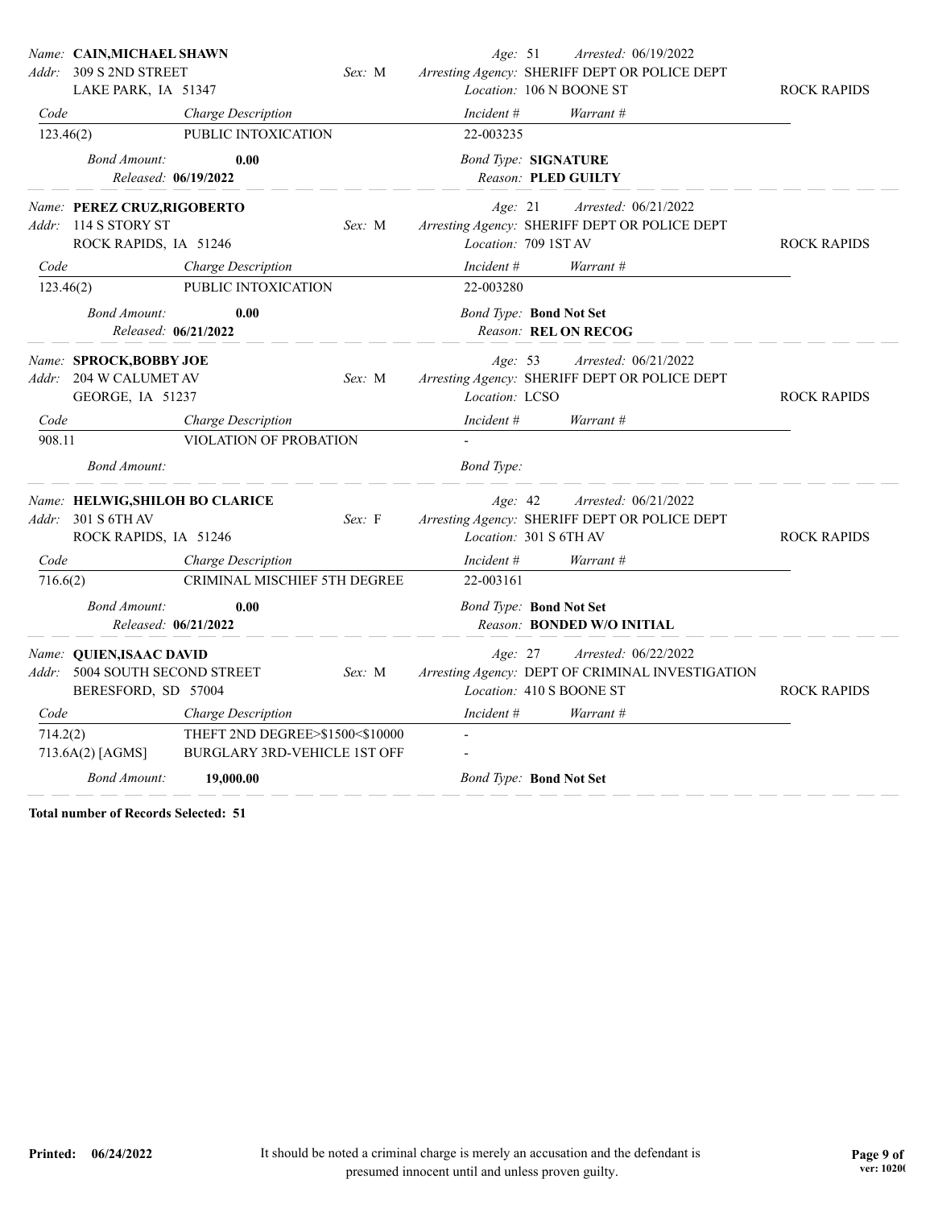*Name:* **CAIN,MICHAEL SHAWN** *Age:* 51 *Arrested:* 06/19/2022
*Addr:* 309 S 2ND STREET *Sex:* M *Arresting Agency:* SHERIFF DEPT OR POLICE DEPT
LAKE PARK, IA 51347 *Location:* 106 N BOONE ST ROCK RAPIDS

| Code | Charge Description | Incident # | Warrant # |
|---|---|---|---|
| 123.46(2) | PUBLIC INTOXICATION | 22-003235 | |

*Bond Amount:* **0.00** *Bond Type:* **SIGNATURE**
*Released:* **06/19/2022** *Reason:* **PLED GUILTY**

---

*Name:* **PEREZ CRUZ,RIGOBERTO** *Age:* 21 *Arrested:* 06/21/2022
*Addr:* 114 S STORY ST *Sex:* M *Arresting Agency:* SHERIFF DEPT OR POLICE DEPT
ROCK RAPIDS, IA 51246 *Location:* 709 1ST AV ROCK RAPIDS

| Code | Charge Description | Incident # | Warrant # |
|---|---|---|---|
| 123.46(2) | PUBLIC INTOXICATION | 22-003280 | |

*Bond Amount:* **0.00** *Bond Type:* **Bond Not Set**
*Released:* **06/21/2022** *Reason:* **REL ON RECOG**

---

*Name:* **SPROCK,BOBBY JOE** *Age:* 53 *Arrested:* 06/21/2022
*Addr:* 204 W CALUMET AV *Sex:* M *Arresting Agency:* SHERIFF DEPT OR POLICE DEPT
GEORGE, IA 51237 *Location:* LCSO ROCK RAPIDS

| Code | Charge Description | Incident # | Warrant # |
|---|---|---|---|
| 908.11 | VIOLATION OF PROBATION | - | |

*Bond Amount:* *Bond Type:*

---

*Name:* **HELWIG,SHILOH BO CLARICE** *Age:* 42 *Arrested:* 06/21/2022
*Addr:* 301 S 6TH AV *Sex:* F *Arresting Agency:* SHERIFF DEPT OR POLICE DEPT
ROCK RAPIDS, IA 51246 *Location:* 301 S 6TH AV ROCK RAPIDS

| Code | Charge Description | Incident # | Warrant # |
|---|---|---|---|
| 716.6(2) | CRIMINAL MISCHIEF 5TH DEGREE | 22-003161 | |

*Bond Amount:* **0.00** *Bond Type:* **Bond Not Set**
*Released:* **06/21/2022** *Reason:* **BONDED W/O INITIAL**

---

*Name:* **QUIEN,ISAAC DAVID** *Age:* 27 *Arrested:* 06/22/2022
*Addr:* 5004 SOUTH SECOND STREET *Sex:* M *Arresting Agency:* DEPT OF CRIMINAL INVESTIGATION
BERESFORD, SD 57004 *Location:* 410 S BOONE ST ROCK RAPIDS

| Code | Charge Description | Incident # | Warrant # |
|---|---|---|---|
| 714.2(2) | THEFT 2ND DEGREE>$1500<$10000 | - | |
| 713.6A(2) [AGMS] | BURGLARY 3RD-VEHICLE 1ST OFF | - | |

*Bond Amount:* **19,000.00** *Bond Type:* **Bond Not Set**

---

**Total number of Records Selected: 51**

**Printed: 06/24/2022**

It should be noted a criminal charge is merely an accusation and the defendant is presumed innocent until and unless proven guilty.